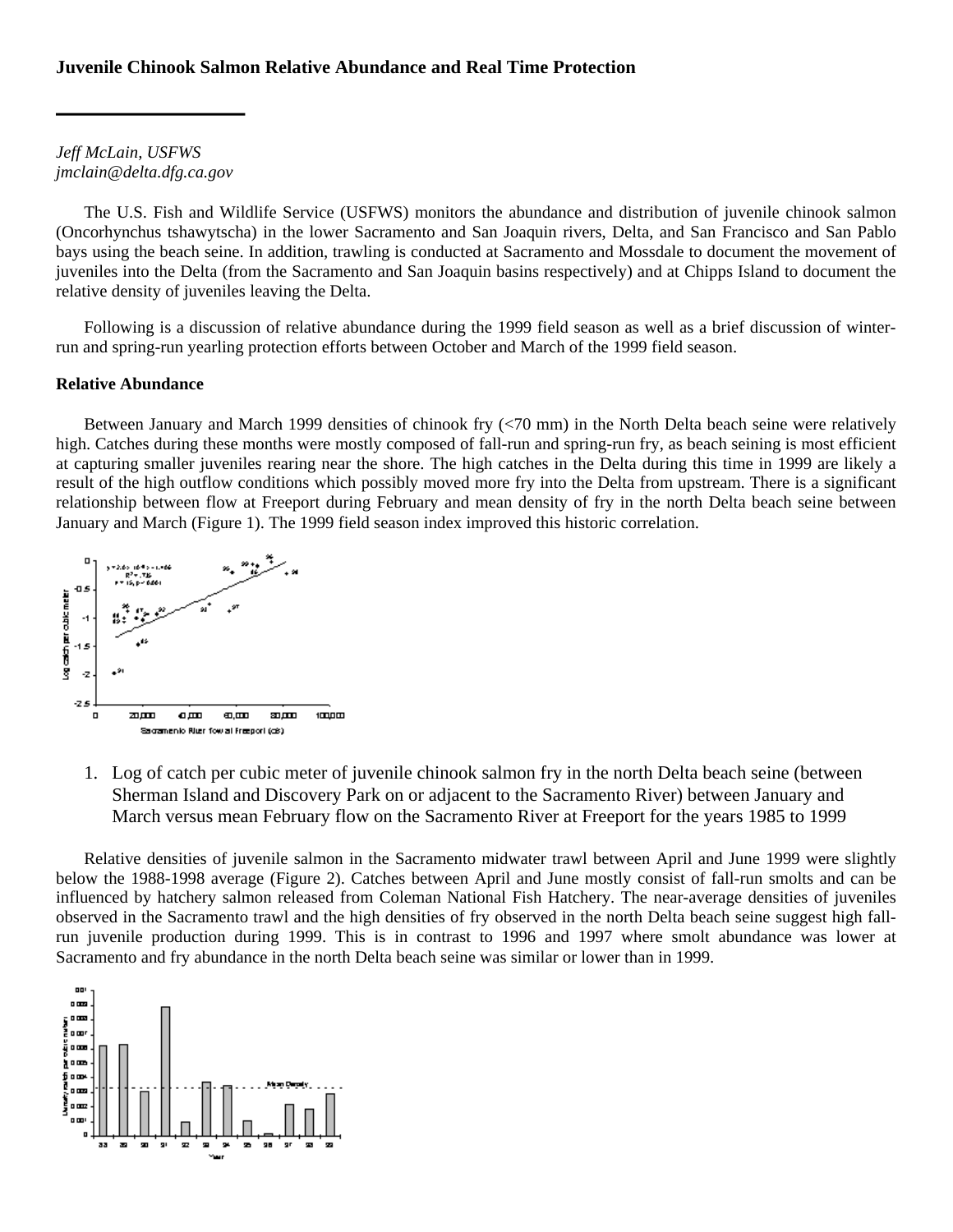**Juvenile Chinook Salmon Relative Abundance and Real Time Protection**

*Jeff McLain, USFWS*
*jmclain@delta.dfg.ca.gov*

The U.S. Fish and Wildlife Service (USFWS) monitors the abundance and distribution of juvenile chinook salmon (Oncorhynchus tshawytscha) in the lower Sacramento and San Joaquin rivers, Delta, and San Francisco and San Pablo bays using the beach seine. In addition, trawling is conducted at Sacramento and Mossdale to document the movement of juveniles into the Delta (from the Sacramento and San Joaquin basins respectively) and at Chipps Island to document the relative density of juveniles leaving the Delta.

Following is a discussion of relative abundance during the 1999 field season as well as a brief discussion of winter-run and spring-run yearling protection efforts between October and March of the 1999 field season.

**Relative Abundance**

Between January and March 1999 densities of chinook fry (<70 mm) in the North Delta beach seine were relatively high. Catches during these months were mostly composed of fall-run and spring-run fry, as beach seining is most efficient at capturing smaller juveniles rearing near the shore. The high catches in the Delta during this time in 1999 are likely a result of the high outflow conditions which possibly moved more fry into the Delta from upstream. There is a significant relationship between flow at Freeport during February and mean density of fry in the north Delta beach seine between January and March (Figure 1). The 1999 field season index improved this historic correlation.

1. Log of catch per cubic meter of juvenile chinook salmon fry in the north Delta beach seine (between Sherman Island and Discovery Park on or adjacent to the Sacramento River) between January and March versus mean February flow on the Sacramento River at Freeport for the years 1985 to 1999

Relative densities of juvenile salmon in the Sacramento midwater trawl between April and June 1999 were slightly below the 1988-1998 average (Figure 2). Catches between April and June mostly consist of fall-run smolts and can be influenced by hatchery salmon released from Coleman National Fish Hatchery. The near-average densities of juveniles observed in the Sacramento trawl and the high densities of fry observed in the north Delta beach seine suggest high fall-run juvenile production during 1999. This is in contrast to 1996 and 1997 where smolt abundance was lower at Sacramento and fry abundance in the north Delta beach seine was similar or lower than in 1999.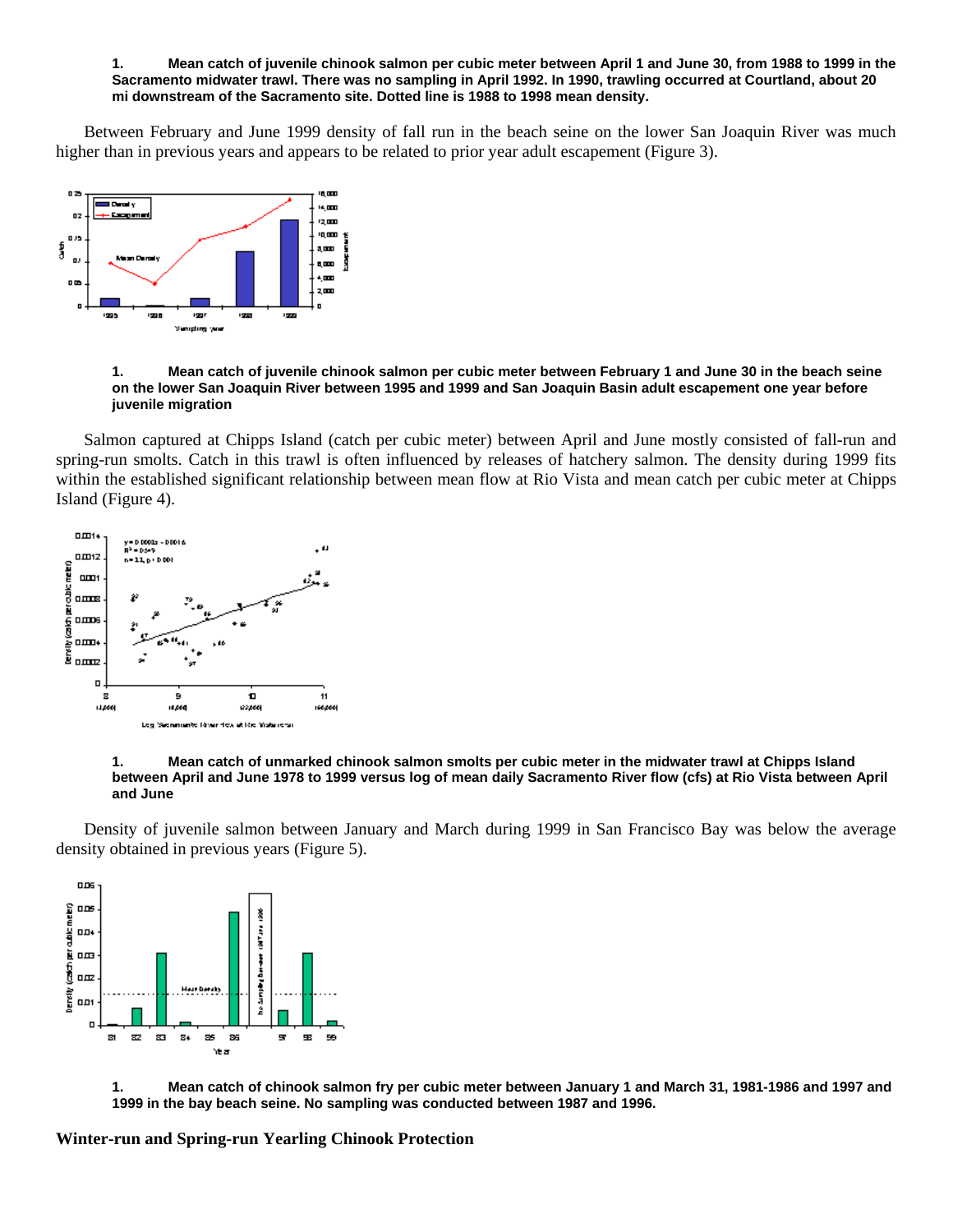1. **Mean catch of juvenile chinook salmon per cubic meter between April 1 and June 30, from 1988 to 1999 in the Sacramento midwater trawl. There was no sampling in April 1992. In 1990, trawling occurred at Courtland, about 20 mi downstream of the Sacramento site. Dotted line is 1988 to 1998 mean density.**

Between February and June 1999 density of fall run in the beach seine on the lower San Joaquin River was much higher than in previous years and appears to be related to prior year adult escapement (Figure 3).

1. **Mean catch of juvenile chinook salmon per cubic meter between February 1 and June 30 in the beach seine on the lower San Joaquin River between 1995 and 1999 and San Joaquin Basin adult escapement one year before juvenile migration**

Salmon captured at Chipps Island (catch per cubic meter) between April and June mostly consisted of fall-run and spring-run smolts. Catch in this trawl is often influenced by releases of hatchery salmon. The density during 1999 fits within the established significant relationship between mean flow at Rio Vista and mean catch per cubic meter at Chipps Island (Figure 4).

1. **Mean catch of unmarked chinook salmon smolts per cubic meter in the midwater trawl at Chipps Island between April and June 1978 to 1999 versus log of mean daily Sacramento River flow (cfs) at Rio Vista between April and June**

Density of juvenile salmon between January and March during 1999 in San Francisco Bay was below the average density obtained in previous years (Figure 5).

1. **Mean catch of chinook salmon fry per cubic meter between January 1 and March 31, 1981-1986 and 1997 and 1999 in the bay beach seine. No sampling was conducted between 1987 and 1996.**

## Winter-run and Spring-run Yearling Chinook Protection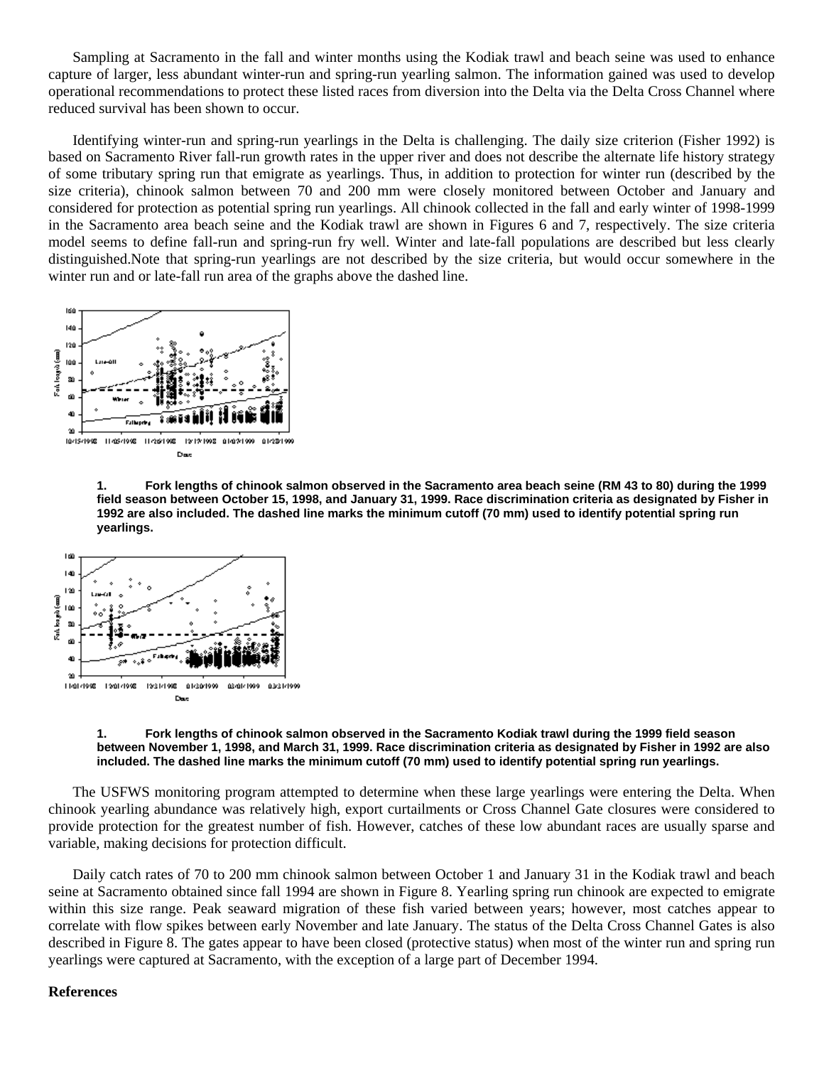Sampling at Sacramento in the fall and winter months using the Kodiak trawl and beach seine was used to enhance capture of larger, less abundant winter-run and spring-run yearling salmon. The information gained was used to develop operational recommendations to protect these listed races from diversion into the Delta via the Delta Cross Channel where reduced survival has been shown to occur.

Identifying winter-run and spring-run yearlings in the Delta is challenging. The daily size criterion (Fisher 1992) is based on Sacramento River fall-run growth rates in the upper river and does not describe the alternate life history strategy of some tributary spring run that emigrate as yearlings. Thus, in addition to protection for winter run (described by the size criteria), chinook salmon between 70 and 200 mm were closely monitored between October and January and considered for protection as potential spring run yearlings. All chinook collected in the fall and early winter of 1998-1999 in the Sacramento area beach seine and the Kodiak trawl are shown in Figures 6 and 7, respectively. The size criteria model seems to define fall-run and spring-run fry well. Winter and late-fall populations are described but less clearly distinguished.Note that spring-run yearlings are not described by the size criteria, but would occur somewhere in the winter run and or late-fall run area of the graphs above the dashed line.

**1. Fork lengths of chinook salmon observed in the Sacramento area beach seine (RM 43 to 80) during the 1999 field season between October 15, 1998, and January 31, 1999. Race discrimination criteria as designated by Fisher in 1992 are also included. The dashed line marks the minimum cutoff (70 mm) used to identify potential spring run yearlings.**

**1. Fork lengths of chinook salmon observed in the Sacramento Kodiak trawl during the 1999 field season between November 1, 1998, and March 31, 1999. Race discrimination criteria as designated by Fisher in 1992 are also included. The dashed line marks the minimum cutoff (70 mm) used to identify potential spring run yearlings.**

The USFWS monitoring program attempted to determine when these large yearlings were entering the Delta. When chinook yearling abundance was relatively high, export curtailments or Cross Channel Gate closures were considered to provide protection for the greatest number of fish. However, catches of these low abundant races are usually sparse and variable, making decisions for protection difficult.

Daily catch rates of 70 to 200 mm chinook salmon between October 1 and January 31 in the Kodiak trawl and beach seine at Sacramento obtained since fall 1994 are shown in Figure 8. Yearling spring run chinook are expected to emigrate within this size range. Peak seaward migration of these fish varied between years; however, most catches appear to correlate with flow spikes between early November and late January. The status of the Delta Cross Channel Gates is also described in Figure 8. The gates appear to have been closed (protective status) when most of the winter run and spring run yearlings were captured at Sacramento, with the exception of a large part of December 1994.

**References**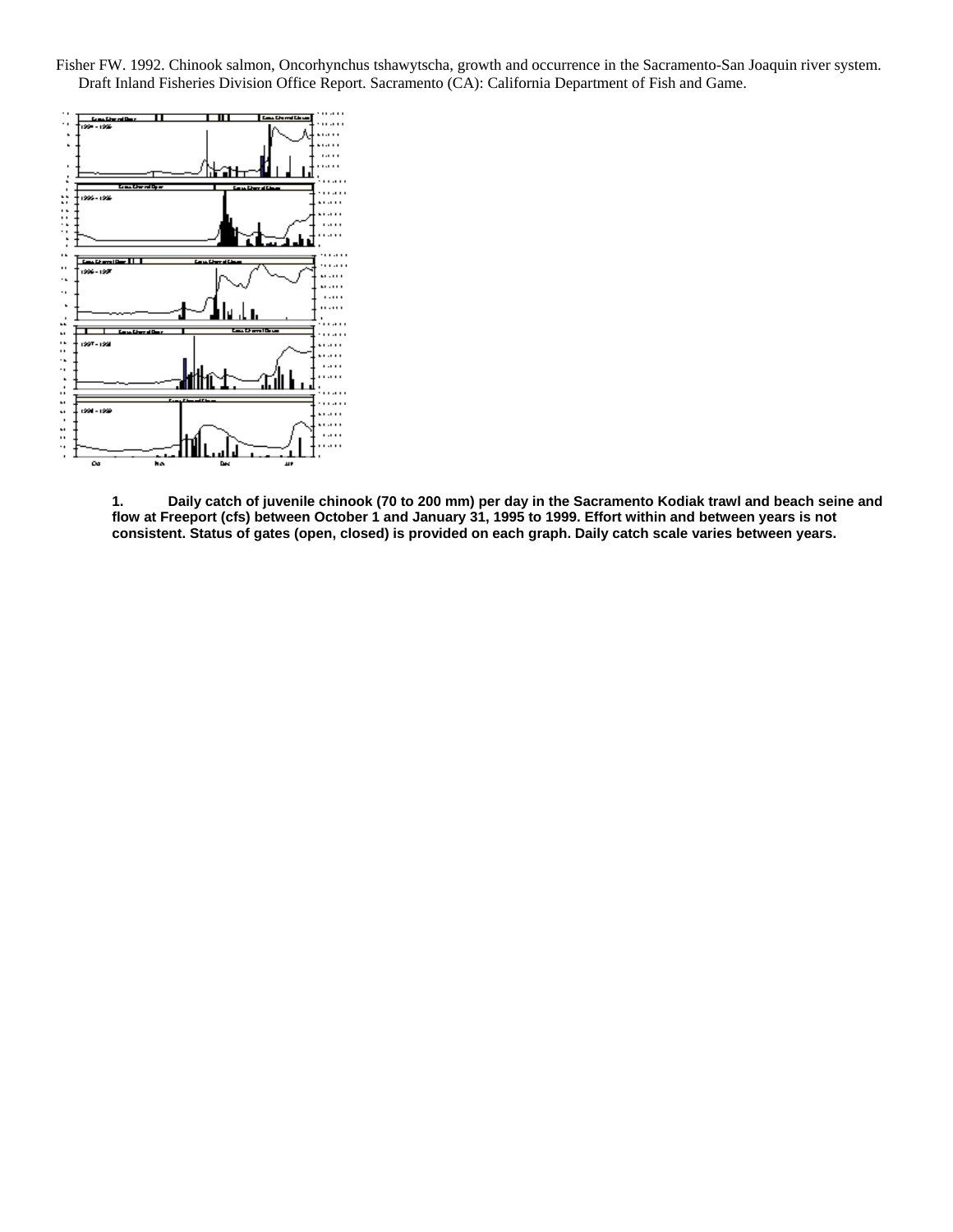Fisher FW. 1992. Chinook salmon, Oncorhynchus tshawytscha, growth and occurrence in the Sacramento-San Joaquin river system. Draft Inland Fisheries Division Office Report. Sacramento (CA): California Department of Fish and Game.

**1. Daily catch of juvenile chinook (70 to 200 mm) per day in the Sacramento Kodiak trawl and beach seine and flow at Freeport (cfs) between October 1 and January 31, 1995 to 1999. Effort within and between years is not consistent. Status of gates (open, closed) is provided on each graph. Daily catch scale varies between years.**